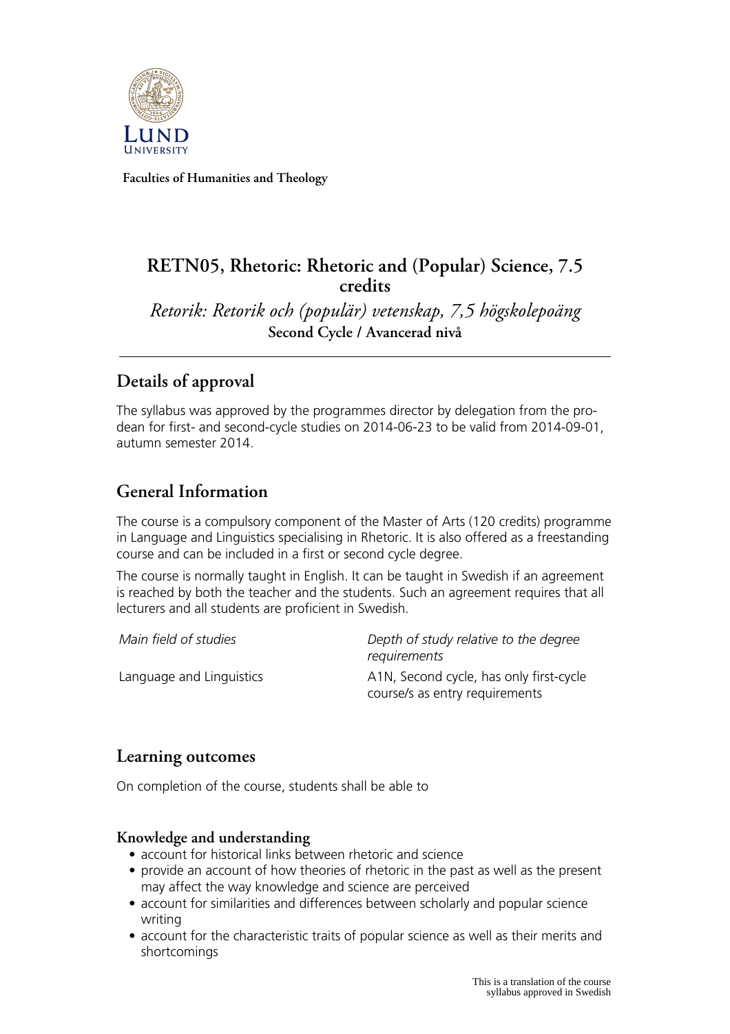Faculties of Humanities and Theology

# RETN05, Rhetoric: Rhetoric and (Popular) Science, 7.5 credits

*Retorik: Retorik och (populär) vetenskap, 7,5 högskolepoäng*

**Second Cycle / Avancerad nivå**

## Details of approval

The syllabus was approved by the programmes director by delegation from the pro-dean for first- and second-cycle studies on 2014-06-23 to be valid from 2014-09-01, autumn semester 2014.

## General Information

The course is a compulsory component of the Master of Arts (120 credits) programme in Language and Linguistics specialising in Rhetoric. It is also offered as a freestanding course and can be included in a first or second cycle degree.

The course is normally taught in English. It can be taught in Swedish if an agreement is reached by both the teacher and the students. Such an agreement requires that all lecturers and all students are proficient in Swedish.

| *Main field of studies* | *Depth of study relative to the degree requirements* |
|---|---|
| Language and Linguistics | A1N, Second cycle, has only first-cycle course/s as entry requirements |

## Learning outcomes

On completion of the course, students shall be able to

### Knowledge and understanding

- account for historical links between rhetoric and science
- provide an account of how theories of rhetoric in the past as well as the present may affect the way knowledge and science are perceived
- account for similarities and differences between scholarly and popular science writing
- account for the characteristic traits of popular science as well as their merits and shortcomings

This is a translation of the course syllabus approved in Swedish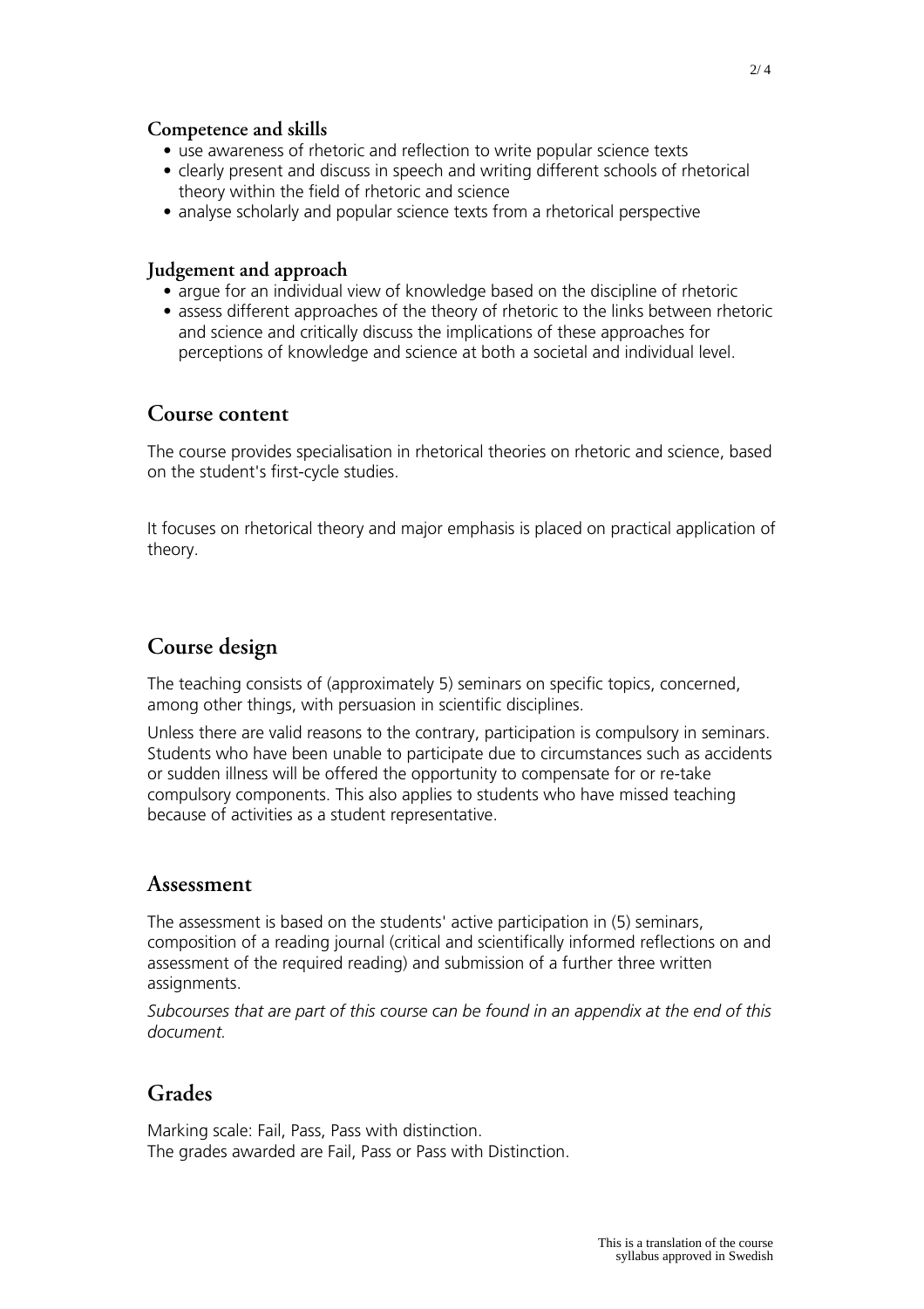### Competence and skills

- use awareness of rhetoric and reflection to write popular science texts
- clearly present and discuss in speech and writing different schools of rhetorical theory within the field of rhetoric and science
- analyse scholarly and popular science texts from a rhetorical perspective

### Judgement and approach

- argue for an individual view of knowledge based on the discipline of rhetoric
- assess different approaches of the theory of rhetoric to the links between rhetoric and science and critically discuss the implications of these approaches for perceptions of knowledge and science at both a societal and individual level.

## Course content

The course provides specialisation in rhetorical theories on rhetoric and science, based on the student's first-cycle studies.

It focuses on rhetorical theory and major emphasis is placed on practical application of theory.

## Course design

The teaching consists of (approximately 5) seminars on specific topics, concerned, among other things, with persuasion in scientific disciplines.

Unless there are valid reasons to the contrary, participation is compulsory in seminars. Students who have been unable to participate due to circumstances such as accidents or sudden illness will be offered the opportunity to compensate for or re-take compulsory components. This also applies to students who have missed teaching because of activities as a student representative.

## Assessment

The assessment is based on the students' active participation in (5) seminars, composition of a reading journal (critical and scientifically informed reflections on and assessment of the required reading) and submission of a further three written assignments.

*Subcourses that are part of this course can be found in an appendix at the end of this document.*

## Grades

Marking scale: Fail, Pass, Pass with distinction.
The grades awarded are Fail, Pass or Pass with Distinction.

This is a translation of the course syllabus approved in Swedish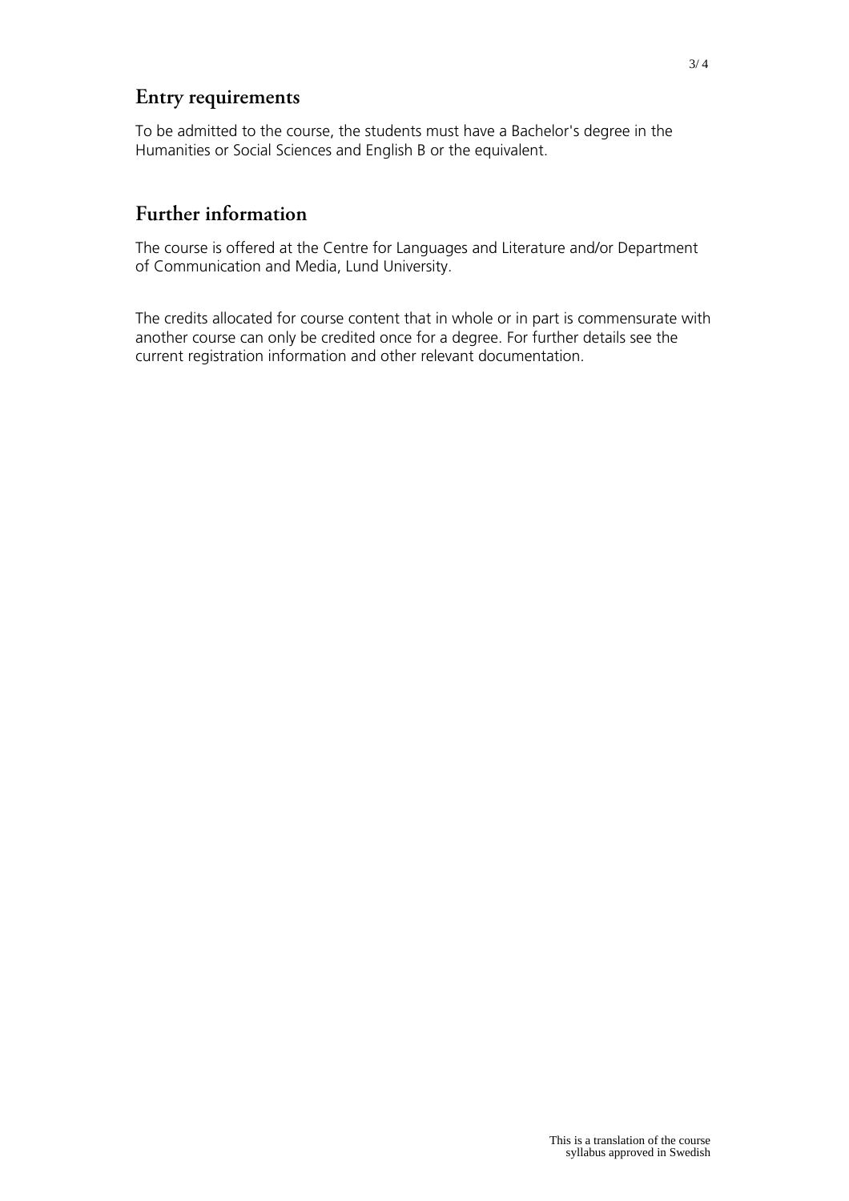## Entry requirements

To be admitted to the course, the students must have a Bachelor's degree in the Humanities or Social Sciences and English B or the equivalent.

## Further information

The course is offered at the Centre for Languages and Literature and/or Department of Communication and Media, Lund University.

The credits allocated for course content that in whole or in part is commensurate with another course can only be credited once for a degree. For further details see the current registration information and other relevant documentation.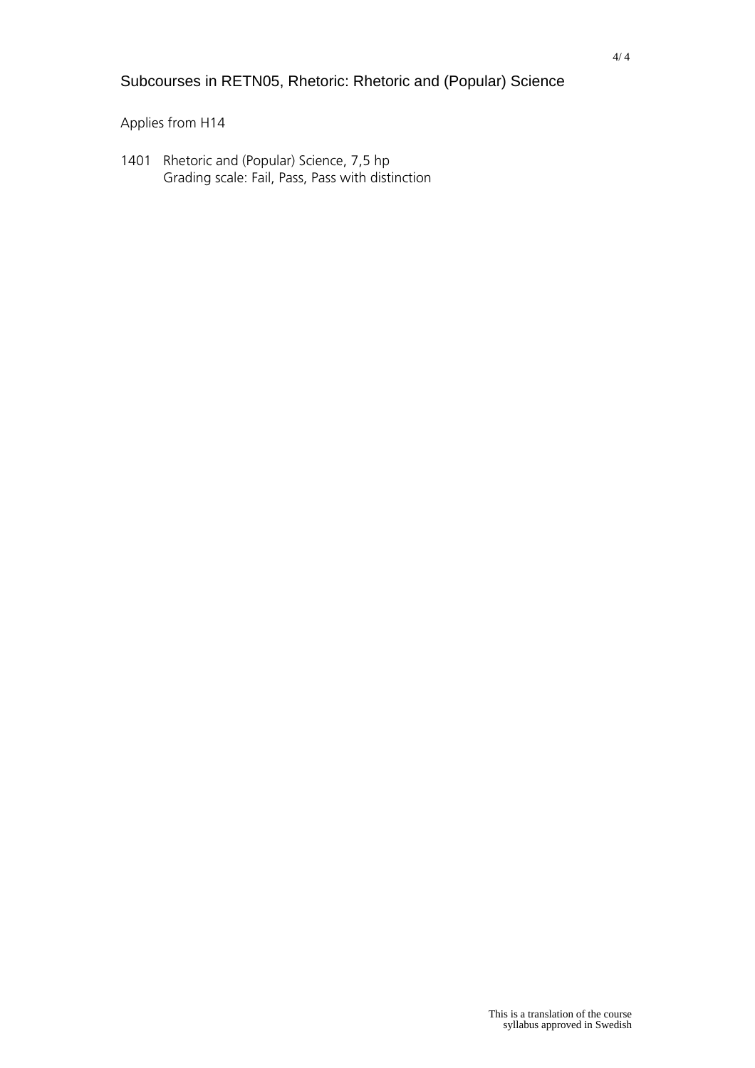## Subcourses in RETN05, Rhetoric: Rhetoric and (Popular) Science

Applies from H14

1401 Rhetoric and (Popular) Science, 7,5 hp
Grading scale: Fail, Pass, Pass with distinction

This is a translation of the course syllabus approved in Swedish